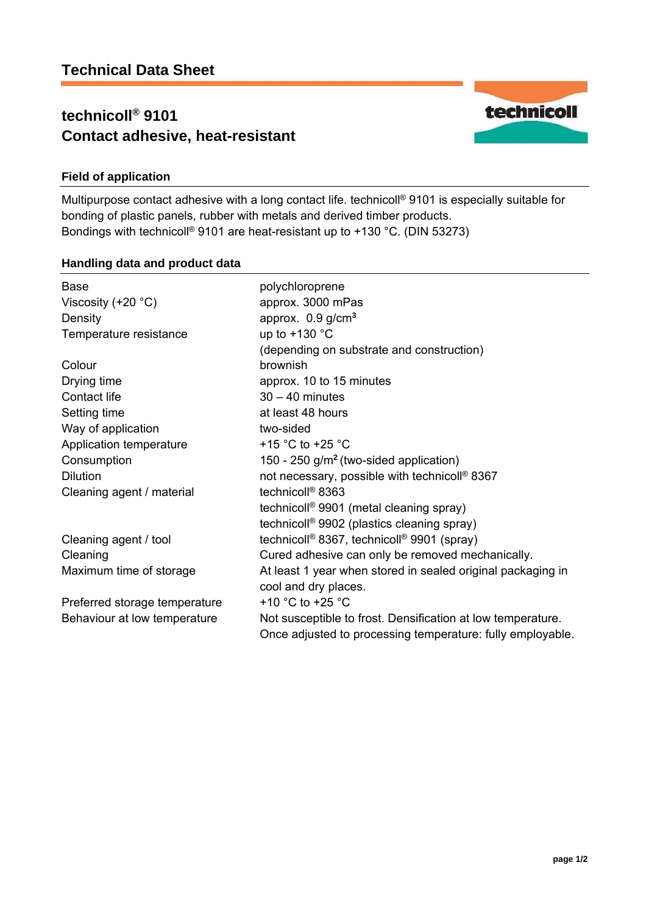# Technical Data Sheet

## technicoll® 9101
## Contact adhesive, heat-resistant

### Field of application

Multipurpose contact adhesive with a long contact life. technicoll® 9101 is especially suitable for bonding of plastic panels, rubber with metals and derived timber products.
Bondings with technicoll® 9101 are heat-resistant up to +130 °C. (DIN 53273)

### Handling data and product data

| | |
|---|---|
| Base | polychloroprene |
| Viscosity (+20 °C) | approx. 3000 mPas |
| Density | approx. 0.9 g/cm³ |
| Temperature resistance | up to +130 °C (depending on substrate and construction) |
| Colour | brownish |
| Drying time | approx. 10 to 15 minutes |
| Contact life | 30 – 40 minutes |
| Setting time | at least 48 hours |
| Way of application | two-sided |
| Application temperature | +15 °C to +25 °C |
| Consumption | 150 - 250 g/m² (two-sided application) |
| Dilution | not necessary, possible with technicoll® 8367 |
| Cleaning agent / material | technicoll® 8363<br>technicoll® 9901 (metal cleaning spray)<br>technicoll® 9902 (plastics cleaning spray) |
| Cleaning agent / tool | technicoll® 8367, technicoll® 9901 (spray) |
| Cleaning | Cured adhesive can only be removed mechanically. |
| Maximum time of storage | At least 1 year when stored in sealed original packaging in cool and dry places. |
| Preferred storage temperature | +10 °C to +25 °C |
| Behaviour at low temperature | Not susceptible to frost. Densification at low temperature. Once adjusted to processing temperature: fully employable. |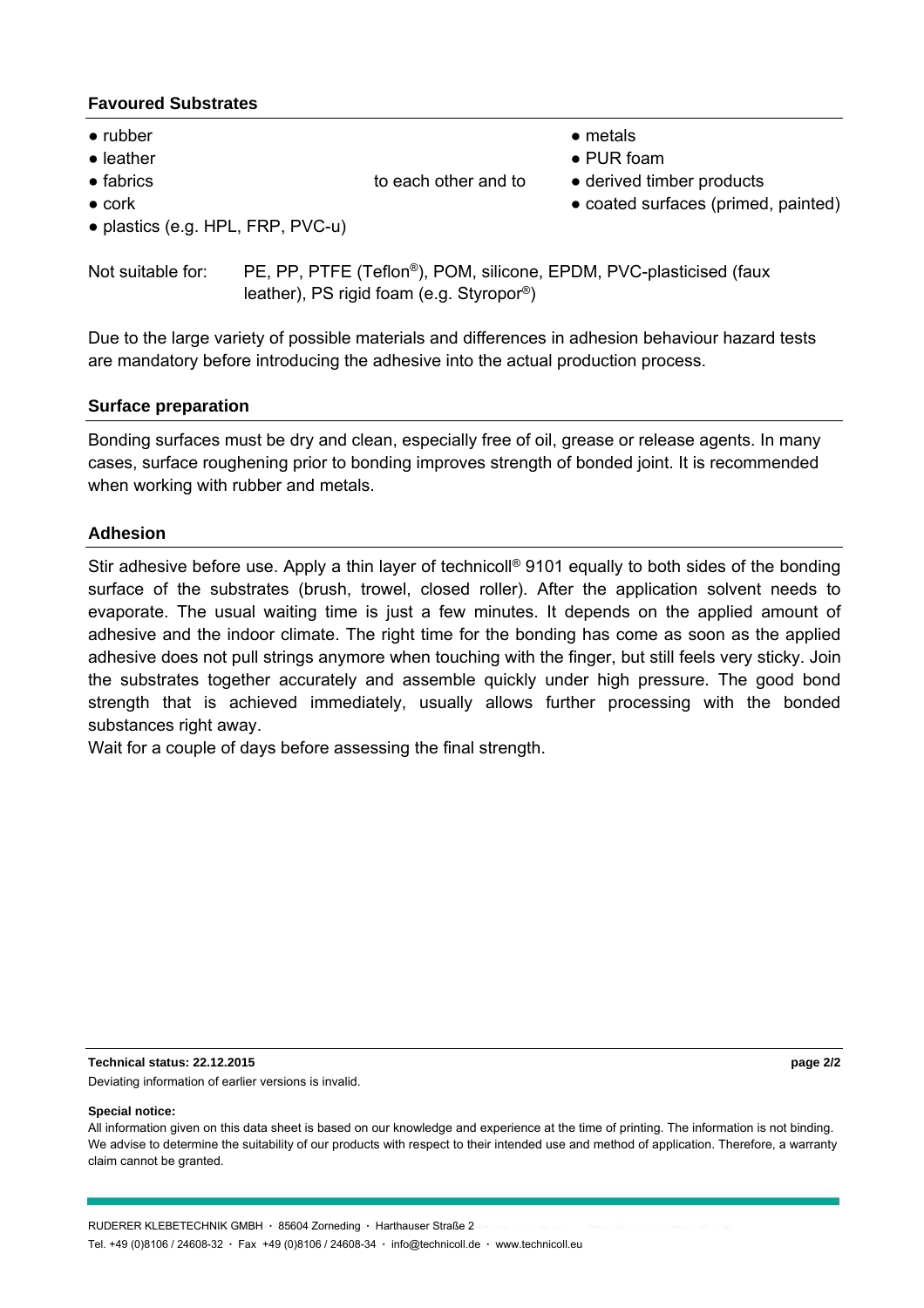### Favoured Substrates

- rubber
- leather
- fabrics
- cork
- plastics (e.g. HPL, FRP, PVC-u)

to each other and to

- metals
- PUR foam
- derived timber products
- coated surfaces (primed, painted)

Not suitable for: PE, PP, PTFE (Teflon®), POM, silicone, EPDM, PVC-plasticised (faux leather), PS rigid foam (e.g. Styropor®)

Due to the large variety of possible materials and differences in adhesion behaviour hazard tests are mandatory before introducing the adhesive into the actual production process.

### Surface preparation

Bonding surfaces must be dry and clean, especially free of oil, grease or release agents. In many cases, surface roughening prior to bonding improves strength of bonded joint. It is recommended when working with rubber and metals.

### Adhesion

Stir adhesive before use. Apply a thin layer of technicoll® 9101 equally to both sides of the bonding surface of the substrates (brush, trowel, closed roller). After the application solvent needs to evaporate. The usual waiting time is just a few minutes. It depends on the applied amount of adhesive and the indoor climate. The right time for the bonding has come as soon as the applied adhesive does not pull strings anymore when touching with the finger, but still feels very sticky. Join the substrates together accurately and assemble quickly under high pressure. The good bond strength that is achieved immediately, usually allows further processing with the bonded substances right away.

Wait for a couple of days before assessing the final strength.

**Technical status: 22.12.2015**

Deviating information of earlier versions is invalid.

**Special notice:**

All information given on this data sheet is based on our knowledge and experience at the time of printing. The information is not binding. We advise to determine the suitability of our products with respect to their intended use and method of application. Therefore, a warranty claim cannot be granted.

RUDERER KLEBETECHNIK GMBH · 85604 Zorneding · Harthauser Straße 2

Tel. +49 (0)8106 / 24608-32 · Fax +49 (0)8106 / 24608-34 · info@technicoll.de · www.technicoll.eu